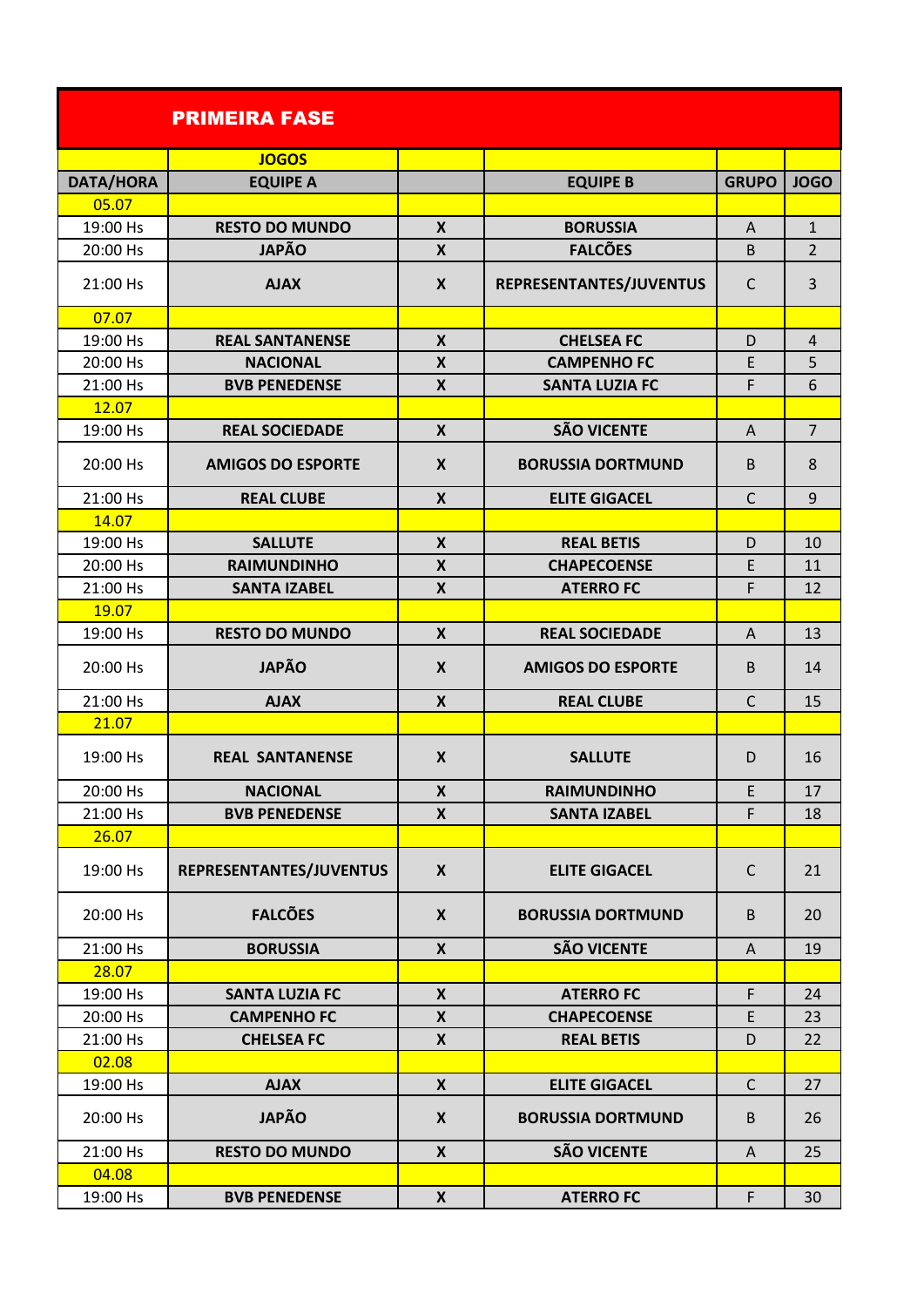## PRIMEIRA FASE

| | JOGOS | | | | |
|---|---|---|---|---|---|
| DATA/HORA | EQUIPE A | | EQUIPE B | GRUPO | JOGO |
| 05.07 | | | | | |
| 19:00 Hs | RESTO DO MUNDO | X | BORUSSIA | A | 1 |
| 20:00 Hs | JAPÃO | X | FALCÕES | B | 2 |
| 21:00 Hs | AJAX | X | REPRESENTANTES/JUVENTUS | C | 3 |
| 07.07 | | | | | |
| 19:00 Hs | REAL SANTANENSE | X | CHELSEA FC | D | 4 |
| 20:00 Hs | NACIONAL | X | CAMPENHO FC | E | 5 |
| 21:00 Hs | BVB PENEDENSE | X | SANTA LUZIA FC | F | 6 |
| 12.07 | | | | | |
| 19:00 Hs | REAL SOCIEDADE | X | SÃO VICENTE | A | 7 |
| 20:00 Hs | AMIGOS DO ESPORTE | X | BORUSSIA DORTMUND | B | 8 |
| 21:00 Hs | REAL CLUBE | X | ELITE GIGACEL | C | 9 |
| 14.07 | | | | | |
| 19:00 Hs | SALLUTE | X | REAL BETIS | D | 10 |
| 20:00 Hs | RAIMUNDINHO | X | CHAPECOENSE | E | 11 |
| 21:00 Hs | SANTA IZABEL | X | ATERRO FC | F | 12 |
| 19.07 | | | | | |
| 19:00 Hs | RESTO DO MUNDO | X | REAL SOCIEDADE | A | 13 |
| 20:00 Hs | JAPÃO | X | AMIGOS DO ESPORTE | B | 14 |
| 21:00 Hs | AJAX | X | REAL CLUBE | C | 15 |
| 21.07 | | | | | |
| 19:00 Hs | REAL SANTANENSE | X | SALLUTE | D | 16 |
| 20:00 Hs | NACIONAL | X | RAIMUNDINHO | E | 17 |
| 21:00 Hs | BVB PENEDENSE | X | SANTA IZABEL | F | 18 |
| 26.07 | | | | | |
| 19:00 Hs | REPRESENTANTES/JUVENTUS | X | ELITE GIGACEL | C | 21 |
| 20:00 Hs | FALCÕES | X | BORUSSIA DORTMUND | B | 20 |
| 21:00 Hs | BORUSSIA | X | SÃO VICENTE | A | 19 |
| 28.07 | | | | | |
| 19:00 Hs | SANTA LUZIA FC | X | ATERRO FC | F | 24 |
| 20:00 Hs | CAMPENHO FC | X | CHAPECOENSE | E | 23 |
| 21:00 Hs | CHELSEA FC | X | REAL BETIS | D | 22 |
| 02.08 | | | | | |
| 19:00 Hs | AJAX | X | ELITE GIGACEL | C | 27 |
| 20:00 Hs | JAPÃO | X | BORUSSIA DORTMUND | B | 26 |
| 21:00 Hs | RESTO DO MUNDO | X | SÃO VICENTE | A | 25 |
| 04.08 | | | | | |
| 19:00 Hs | BVB PENEDENSE | X | ATERRO FC | F | 30 |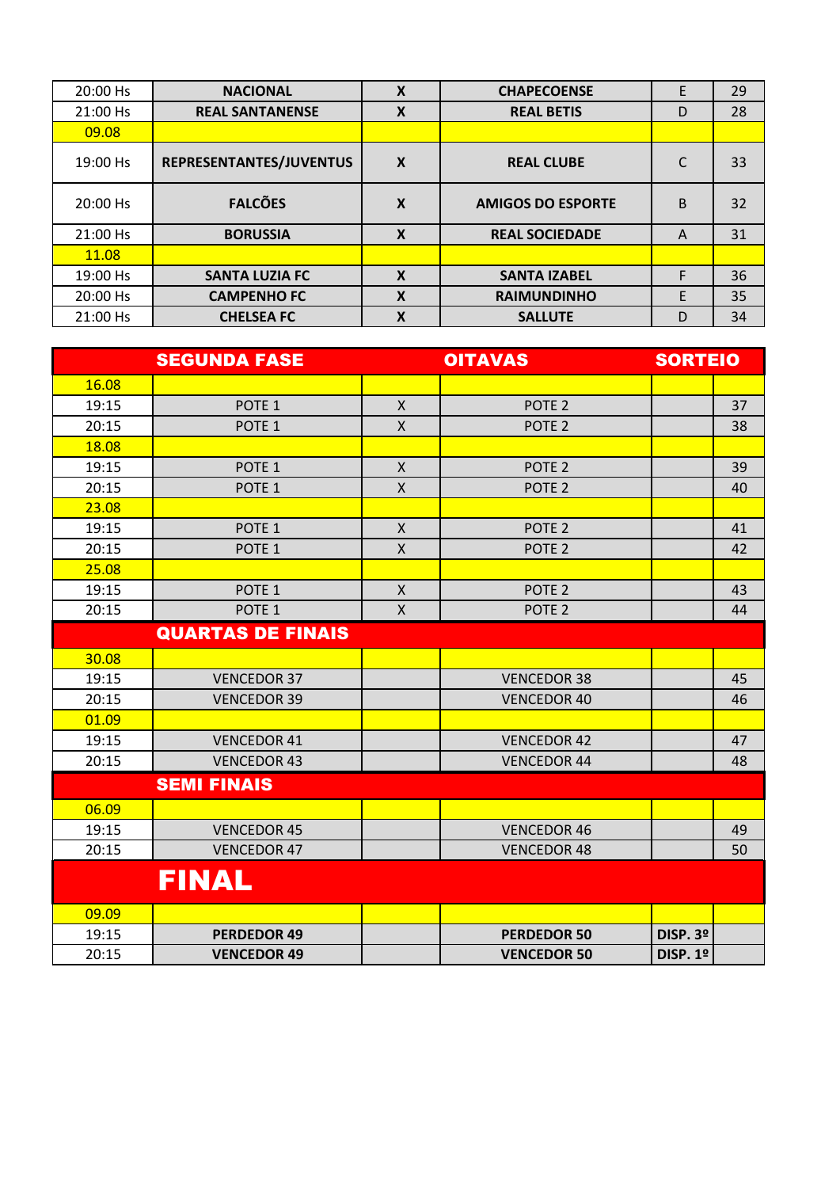| | | | | | |
|---|---|---|---|---|---|
| 20:00 Hs | **NACIONAL** | **X** | **CHAPECOENSE** | E | 29 |
| 21:00 Hs | **REAL SANTANENSE** | **X** | **REAL BETIS** | D | 28 |
| 09.08 | | | | | |
| 19:00 Hs | **REPRESENTANTES/JUVENTUS** | **X** | **REAL CLUBE** | C | 33 |
| 20:00 Hs | **FALCÕES** | **X** | **AMIGOS DO ESPORTE** | B | 32 |
| 21:00 Hs | **BORUSSIA** | **X** | **REAL SOCIEDADE** | A | 31 |
| 11.08 | | | | | |
| 19:00 Hs | **SANTA LUZIA FC** | **X** | **SANTA IZABEL** | F | 36 |
| 20:00 Hs | **CAMPENHO FC** | **X** | **RAIMUNDINHO** | E | 35 |
| 21:00 Hs | **CHELSEA FC** | **X** | **SALLUTE** | D | 34 |

| | **SEGUNDA FASE** | | **OITAVAS** | **SORTEIO** | |
|---|---|---|---|---|---|
| 16.08 | | | | | |
| 19:15 | POTE 1 | X | POTE 2 | | 37 |
| 20:15 | POTE 1 | X | POTE 2 | | 38 |
| 18.08 | | | | | |
| 19:15 | POTE 1 | X | POTE 2 | | 39 |
| 20:15 | POTE 1 | X | POTE 2 | | 40 |
| 23.08 | | | | | |
| 19:15 | POTE 1 | X | POTE 2 | | 41 |
| 20:15 | POTE 1 | X | POTE 2 | | 42 |
| 25.08 | | | | | |
| 19:15 | POTE 1 | X | POTE 2 | | 43 |
| 20:15 | POTE 1 | X | POTE 2 | | 44 |
| | **QUARTAS DE FINAIS** | | | | |
| 30.08 | | | | | |
| 19:15 | VENCEDOR 37 | | VENCEDOR 38 | | 45 |
| 20:15 | VENCEDOR 39 | | VENCEDOR 40 | | 46 |
| 01.09 | | | | | |
| 19:15 | VENCEDOR 41 | | VENCEDOR 42 | | 47 |
| 20:15 | VENCEDOR 43 | | VENCEDOR 44 | | 48 |
| | **SEMI FINAIS** | | | | |
| 06.09 | | | | | |
| 19:15 | VENCEDOR 45 | | VENCEDOR 46 | | 49 |
| 20:15 | VENCEDOR 47 | | VENCEDOR 48 | | 50 |
| | **FINAL** | | | | |
| 09.09 | | | | | |
| 19:15 | **PERDEDOR 49** | | **PERDEDOR 50** | **DISP. 3º** | |
| 20:15 | **VENCEDOR 49** | | **VENCEDOR 50** | **DISP. 1º** | |